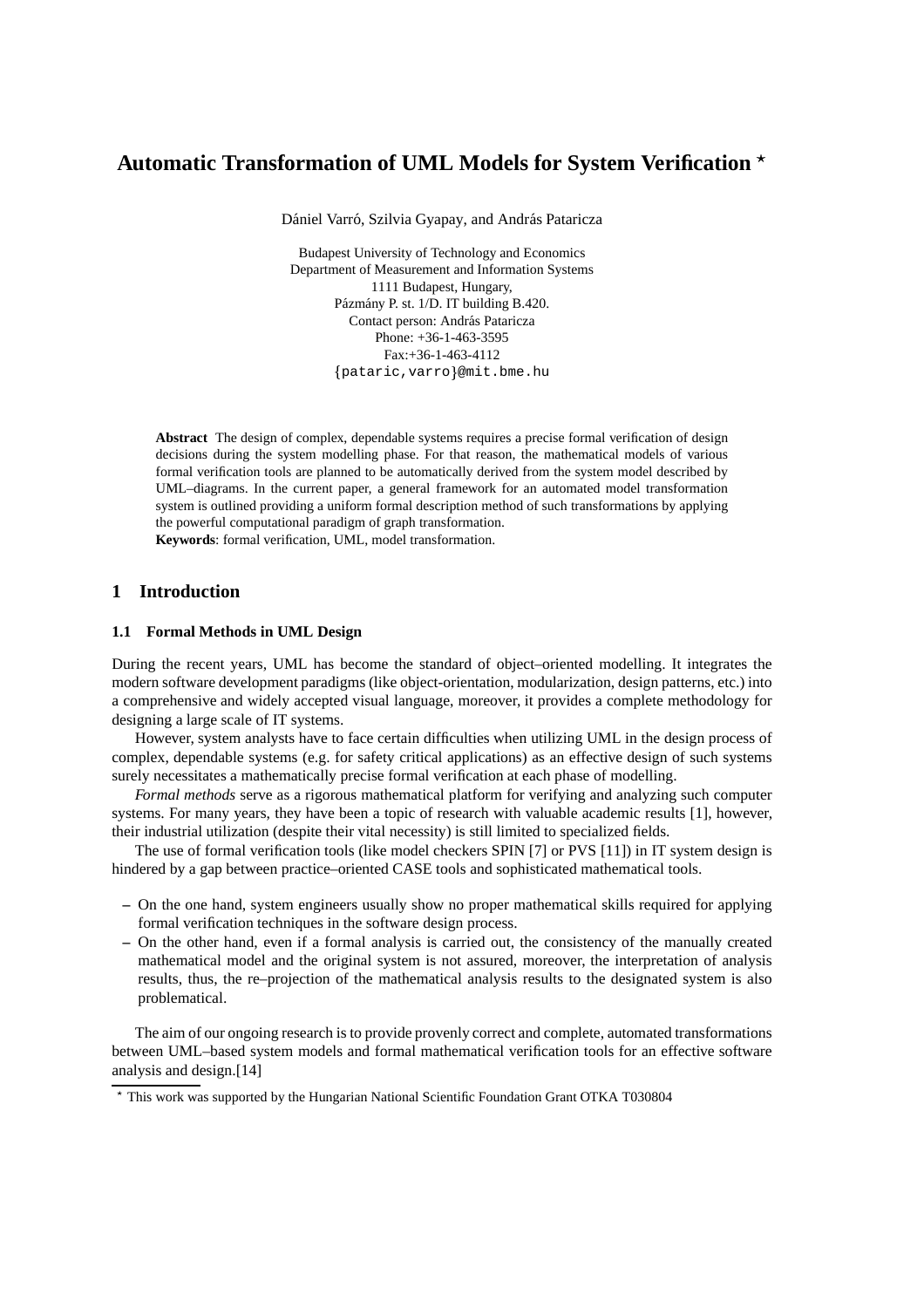# Automatic Transformation of UML Models for System Verification *

Dániel Varró, Szilvia Gyapay, and András Pataricza

Budapest University of Technology and Economics
Department of Measurement and Information Systems
1111 Budapest, Hungary,
Pázmány P. st. 1/D. IT building B.420.
Contact person: András Pataricza
Phone: +36-1-463-3595
Fax:+36-1-463-4112
{pataric,varro}@mit.bme.hu

**Abstract** The design of complex, dependable systems requires a precise formal verification of design decisions during the system modelling phase. For that reason, the mathematical models of various formal verification tools are planned to be automatically derived from the system model described by UML–diagrams. In the current paper, a general framework for an automated model transformation system is outlined providing a uniform formal description method of such transformations by applying the powerful computational paradigm of graph transformation.

**Keywords**: formal verification, UML, model transformation.

## 1 Introduction

### 1.1 Formal Methods in UML Design

During the recent years, UML has become the standard of object–oriented modelling. It integrates the modern software development paradigms (like object-orientation, modularization, design patterns, etc.) into a comprehensive and widely accepted visual language, moreover, it provides a complete methodology for designing a large scale of IT systems.

However, system analysts have to face certain difficulties when utilizing UML in the design process of complex, dependable systems (e.g. for safety critical applications) as an effective design of such systems surely necessitates a mathematically precise formal verification at each phase of modelling.

*Formal methods* serve as a rigorous mathematical platform for verifying and analyzing such computer systems. For many years, they have been a topic of research with valuable academic results [1], however, their industrial utilization (despite their vital necessity) is still limited to specialized fields.

The use of formal verification tools (like model checkers SPIN [7] or PVS [11]) in IT system design is hindered by a gap between practice–oriented CASE tools and sophisticated mathematical tools.

- On the one hand, system engineers usually show no proper mathematical skills required for applying formal verification techniques in the software design process.
- On the other hand, even if a formal analysis is carried out, the consistency of the manually created mathematical model and the original system is not assured, moreover, the interpretation of analysis results, thus, the re–projection of the mathematical analysis results to the designated system is also problematical.

The aim of our ongoing research is to provide provenly correct and complete, automated transformations between UML–based system models and formal mathematical verification tools for an effective software analysis and design.[14]

* This work was supported by the Hungarian National Scientific Foundation Grant OTKA T030804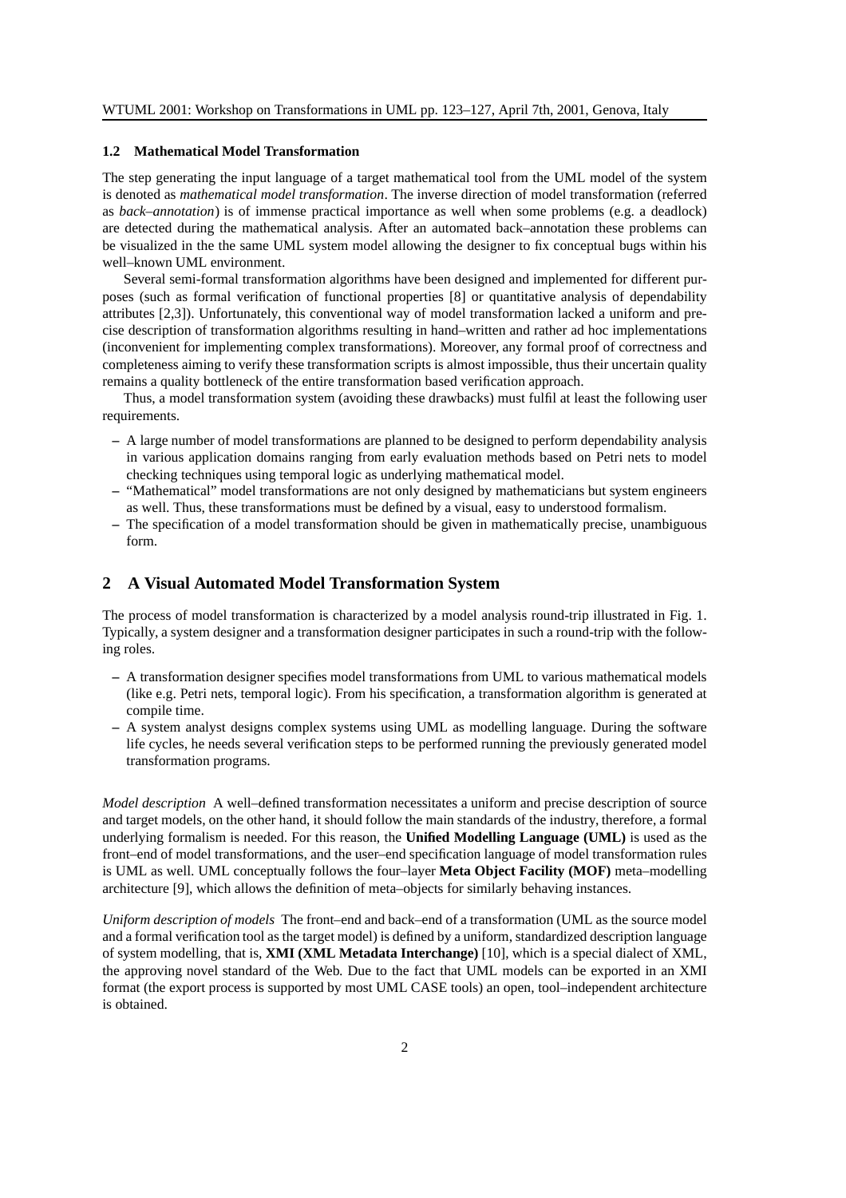### 1.2 Mathematical Model Transformation

The step generating the input language of a target mathematical tool from the UML model of the system is denoted as *mathematical model transformation*. The inverse direction of model transformation (referred as *back–annotation*) is of immense practical importance as well when some problems (e.g. a deadlock) are detected during the mathematical analysis. After an automated back–annotation these problems can be visualized in the the same UML system model allowing the designer to fix conceptual bugs within his well–known UML environment.

Several semi-formal transformation algorithms have been designed and implemented for different purposes (such as formal verification of functional properties [8] or quantitative analysis of dependability attributes [2,3]). Unfortunately, this conventional way of model transformation lacked a uniform and precise description of transformation algorithms resulting in hand–written and rather ad hoc implementations (inconvenient for implementing complex transformations). Moreover, any formal proof of correctness and completeness aiming to verify these transformation scripts is almost impossible, thus their uncertain quality remains a quality bottleneck of the entire transformation based verification approach.

Thus, a model transformation system (avoiding these drawbacks) must fulfil at least the following user requirements.

- A large number of model transformations are planned to be designed to perform dependability analysis in various application domains ranging from early evaluation methods based on Petri nets to model checking techniques using temporal logic as underlying mathematical model.
- "Mathematical" model transformations are not only designed by mathematicians but system engineers as well. Thus, these transformations must be defined by a visual, easy to understood formalism.
- The specification of a model transformation should be given in mathematically precise, unambiguous form.

## 2 A Visual Automated Model Transformation System

The process of model transformation is characterized by a model analysis round-trip illustrated in Fig. 1. Typically, a system designer and a transformation designer participates in such a round-trip with the following roles.

- A transformation designer specifies model transformations from UML to various mathematical models (like e.g. Petri nets, temporal logic). From his specification, a transformation algorithm is generated at compile time.
- A system analyst designs complex systems using UML as modelling language. During the software life cycles, he needs several verification steps to be performed running the previously generated model transformation programs.

*Model description* A well–defined transformation necessitates a uniform and precise description of source and target models, on the other hand, it should follow the main standards of the industry, therefore, a formal underlying formalism is needed. For this reason, the **Unified Modelling Language (UML)** is used as the front–end of model transformations, and the user–end specification language of model transformation rules is UML as well. UML conceptually follows the four–layer **Meta Object Facility (MOF)** meta–modelling architecture [9], which allows the definition of meta–objects for similarly behaving instances.

*Uniform description of models* The front–end and back–end of a transformation (UML as the source model and a formal verification tool as the target model) is defined by a uniform, standardized description language of system modelling, that is, **XMI (XML Metadata Interchange)** [10], which is a special dialect of XML, the approving novel standard of the Web. Due to the fact that UML models can be exported in an XMI format (the export process is supported by most UML CASE tools) an open, tool–independent architecture is obtained.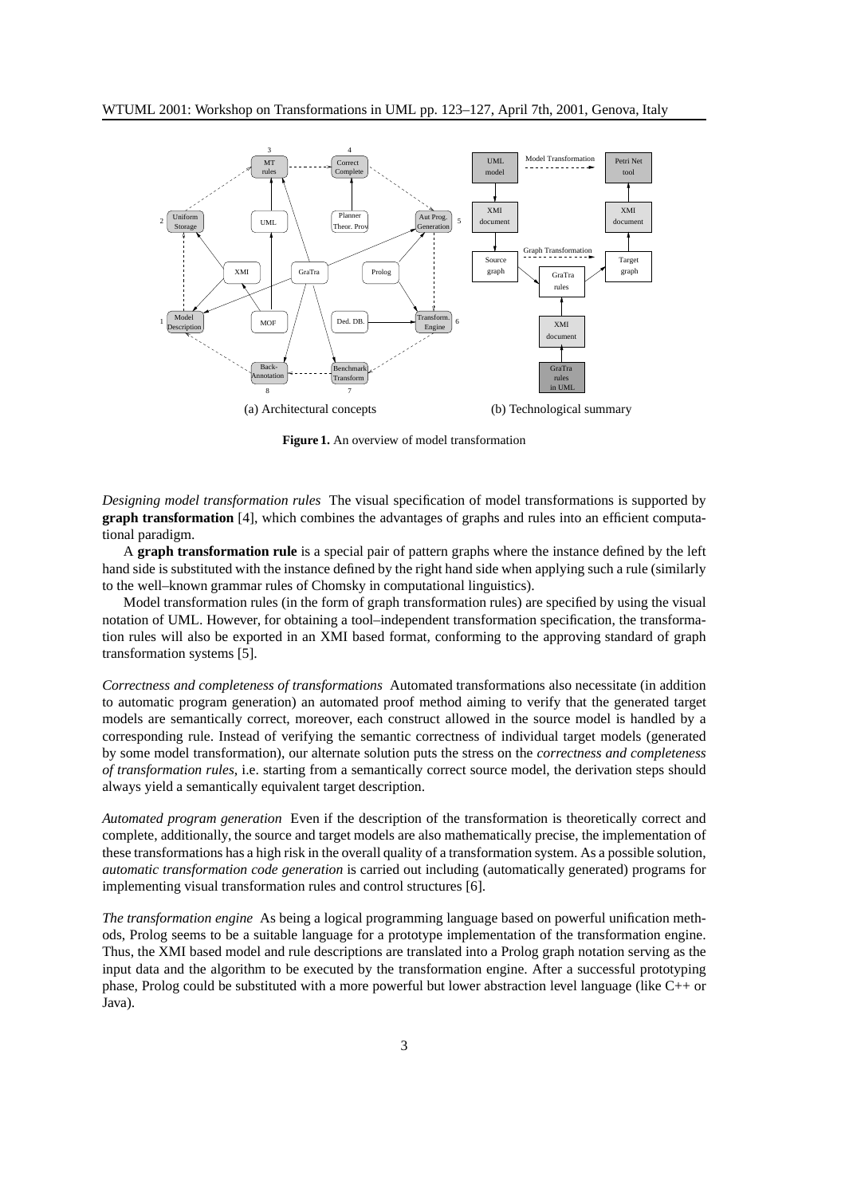(a) Architectural concepts

(b) Technological summary

**Figure 1.** An overview of model transformation

*Designing model transformation rules* The visual specification of model transformations is supported by **graph transformation** [4], which combines the advantages of graphs and rules into an efficient computational paradigm.

A **graph transformation rule** is a special pair of pattern graphs where the instance defined by the left hand side is substituted with the instance defined by the right hand side when applying such a rule (similarly to the well–known grammar rules of Chomsky in computational linguistics).

Model transformation rules (in the form of graph transformation rules) are specified by using the visual notation of UML. However, for obtaining a tool–independent transformation specification, the transformation rules will also be exported in an XMI based format, conforming to the approving standard of graph transformation systems [5].

*Correctness and completeness of transformations* Automated transformations also necessitate (in addition to automatic program generation) an automated proof method aiming to verify that the generated target models are semantically correct, moreover, each construct allowed in the source model is handled by a corresponding rule. Instead of verifying the semantic correctness of individual target models (generated by some model transformation), our alternate solution puts the stress on the *correctness and completeness of transformation rules*, i.e. starting from a semantically correct source model, the derivation steps should always yield a semantically equivalent target description.

*Automated program generation* Even if the description of the transformation is theoretically correct and complete, additionally, the source and target models are also mathematically precise, the implementation of these transformations has a high risk in the overall quality of a transformation system. As a possible solution, *automatic transformation code generation* is carried out including (automatically generated) programs for implementing visual transformation rules and control structures [6].

*The transformation engine* As being a logical programming language based on powerful unification methods, Prolog seems to be a suitable language for a prototype implementation of the transformation engine. Thus, the XMI based model and rule descriptions are translated into a Prolog graph notation serving as the input data and the algorithm to be executed by the transformation engine. After a successful prototyping phase, Prolog could be substituted with a more powerful but lower abstraction level language (like C++ or Java).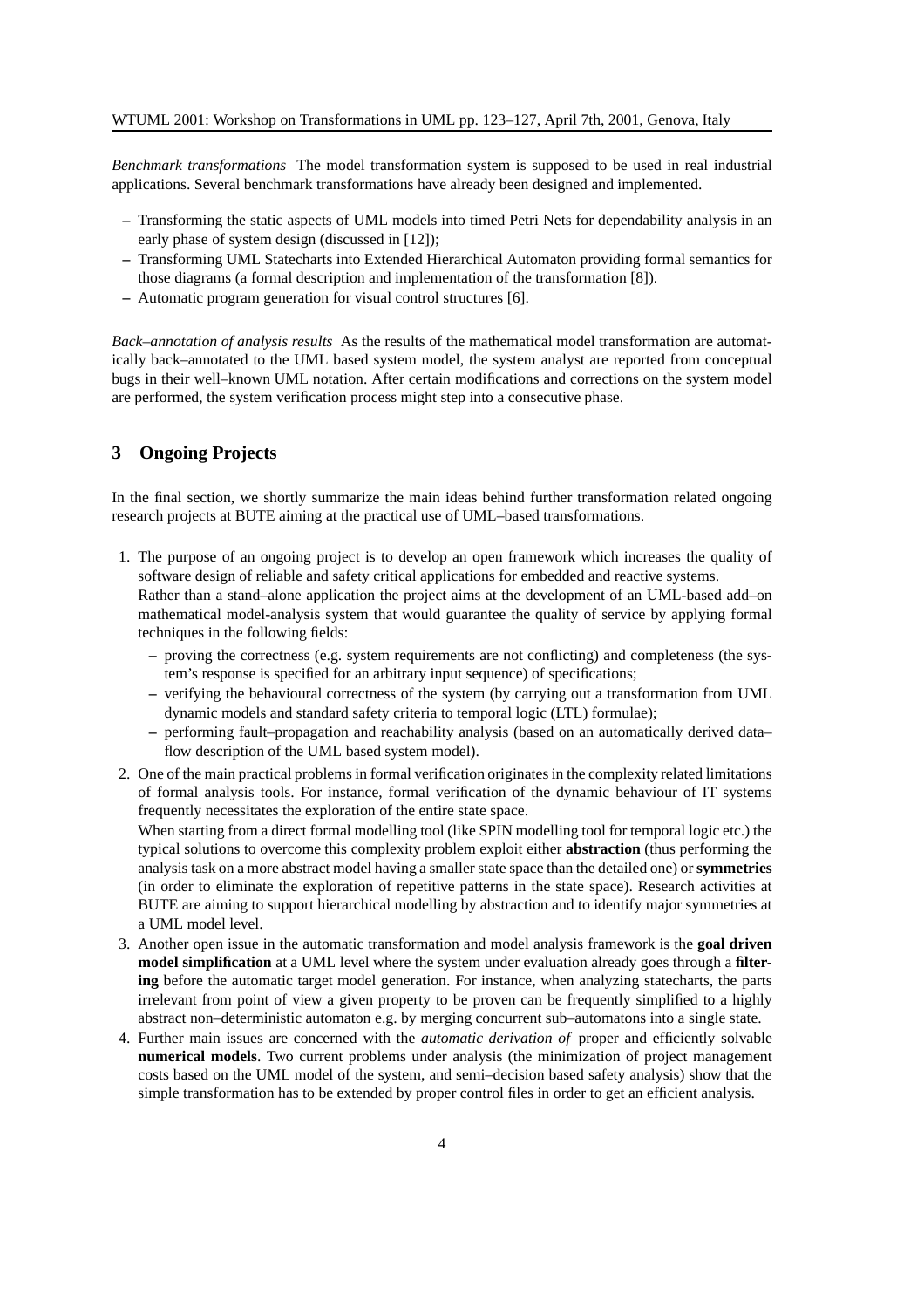*Benchmark transformations* The model transformation system is supposed to be used in real industrial applications. Several benchmark transformations have already been designed and implemented.

- Transforming the static aspects of UML models into timed Petri Nets for dependability analysis in an early phase of system design (discussed in [12]);
- Transforming UML Statecharts into Extended Hierarchical Automaton providing formal semantics for those diagrams (a formal description and implementation of the transformation [8]).
- Automatic program generation for visual control structures [6].

*Back–annotation of analysis results* As the results of the mathematical model transformation are automatically back–annotated to the UML based system model, the system analyst are reported from conceptual bugs in their well–known UML notation. After certain modifications and corrections on the system model are performed, the system verification process might step into a consecutive phase.

## 3 Ongoing Projects

In the final section, we shortly summarize the main ideas behind further transformation related ongoing research projects at BUTE aiming at the practical use of UML–based transformations.

1. The purpose of an ongoing project is to develop an open framework which increases the quality of software design of reliable and safety critical applications for embedded and reactive systems.
   Rather than a stand–alone application the project aims at the development of an UML-based add–on mathematical model-analysis system that would guarantee the quality of service by applying formal techniques in the following fields:
   - proving the correctness (e.g. system requirements are not conflicting) and completeness (the system's response is specified for an arbitrary input sequence) of specifications;
   - verifying the behavioural correctness of the system (by carrying out a transformation from UML dynamic models and standard safety criteria to temporal logic (LTL) formulae);
   - performing fault–propagation and reachability analysis (based on an automatically derived data–flow description of the UML based system model).
2. One of the main practical problems in formal verification originates in the complexity related limitations of formal analysis tools. For instance, formal verification of the dynamic behaviour of IT systems frequently necessitates the exploration of the entire state space.
   When starting from a direct formal modelling tool (like SPIN modelling tool for temporal logic etc.) the typical solutions to overcome this complexity problem exploit either **abstraction** (thus performing the analysis task on a more abstract model having a smaller state space than the detailed one) or **symmetries** (in order to eliminate the exploration of repetitive patterns in the state space). Research activities at BUTE are aiming to support hierarchical modelling by abstraction and to identify major symmetries at a UML model level.
3. Another open issue in the automatic transformation and model analysis framework is the **goal driven model simplification** at a UML level where the system under evaluation already goes through a **filtering** before the automatic target model generation. For instance, when analyzing statecharts, the parts irrelevant from point of view a given property to be proven can be frequently simplified to a highly abstract non–deterministic automaton e.g. by merging concurrent sub–automatons into a single state.
4. Further main issues are concerned with the *automatic derivation of* proper and efficiently solvable **numerical models**. Two current problems under analysis (the minimization of project management costs based on the UML model of the system, and semi–decision based safety analysis) show that the simple transformation has to be extended by proper control files in order to get an efficient analysis.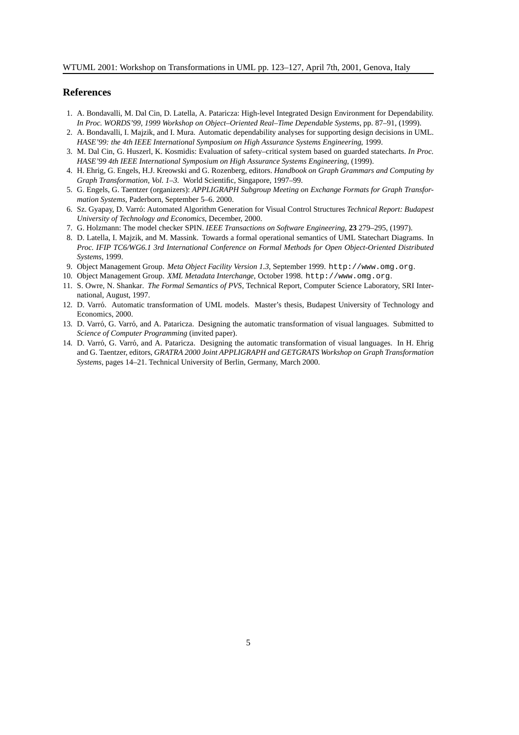## References

1. A. Bondavalli, M. Dal Cin, D. Latella, A. Pataricza: High-level Integrated Design Environment for Dependability. *In Proc. WORDS'99, 1999 Workshop on Object–Oriented Real–Time Dependable Systems*, pp. 87–91, (1999).
2. A. Bondavalli, I. Majzik, and I. Mura. Automatic dependability analyses for supporting design decisions in UML. *HASE'99: the 4th IEEE International Symposium on High Assurance Systems Engineering*, 1999.
3. M. Dal Cin, G. Huszerl, K. Kosmidis: Evaluation of safety–critical system based on guarded statecharts. *In Proc. HASE'99 4th IEEE International Symposium on High Assurance Systems Engineering*, (1999).
4. H. Ehrig, G. Engels, H.J. Kreowski and G. Rozenberg, editors. *Handbook on Graph Grammars and Computing by Graph Transformation, Vol. 1–3.* World Scientific, Singapore, 1997–99.
5. G. Engels, G. Taentzer (organizers): *APPLIGRAPH Subgroup Meeting on Exchange Formats for Graph Transformation Systems*, Paderborn, September 5–6. 2000.
6. Sz. Gyapay, D. Varró: Automated Algorithm Generation for Visual Control Structures *Technical Report: Budapest University of Technology and Economics*, December, 2000.
7. G. Holzmann: The model checker SPIN. *IEEE Transactions on Software Engineering*, **23** 279–295, (1997).
8. D. Latella, I. Majzik, and M. Massink. Towards a formal operational semantics of UML Statechart Diagrams. In *Proc. IFIP TC6/WG6.1 3rd International Conference on Formal Methods for Open Object-Oriented Distributed Systems*, 1999.
9. Object Management Group. *Meta Object Facility Version 1.3*, September 1999. `http://www.omg.org`.
10. Object Management Group. *XML Metadata Interchange*, October 1998. `http://www.omg.org`.
11. S. Owre, N. Shankar. *The Formal Semantics of PVS*, Technical Report, Computer Science Laboratory, SRI International, August, 1997.
12. D. Varró. Automatic transformation of UML models. Master's thesis, Budapest University of Technology and Economics, 2000.
13. D. Varró, G. Varró, and A. Pataricza. Designing the automatic transformation of visual languages. Submitted to *Science of Computer Programming* (invited paper).
14. D. Varró, G. Varró, and A. Pataricza. Designing the automatic transformation of visual languages. In H. Ehrig and G. Taentzer, editors, *GRATRA 2000 Joint APPLIGRAPH and GETGRATS Workshop on Graph Transformation Systems*, pages 14–21. Technical University of Berlin, Germany, March 2000.